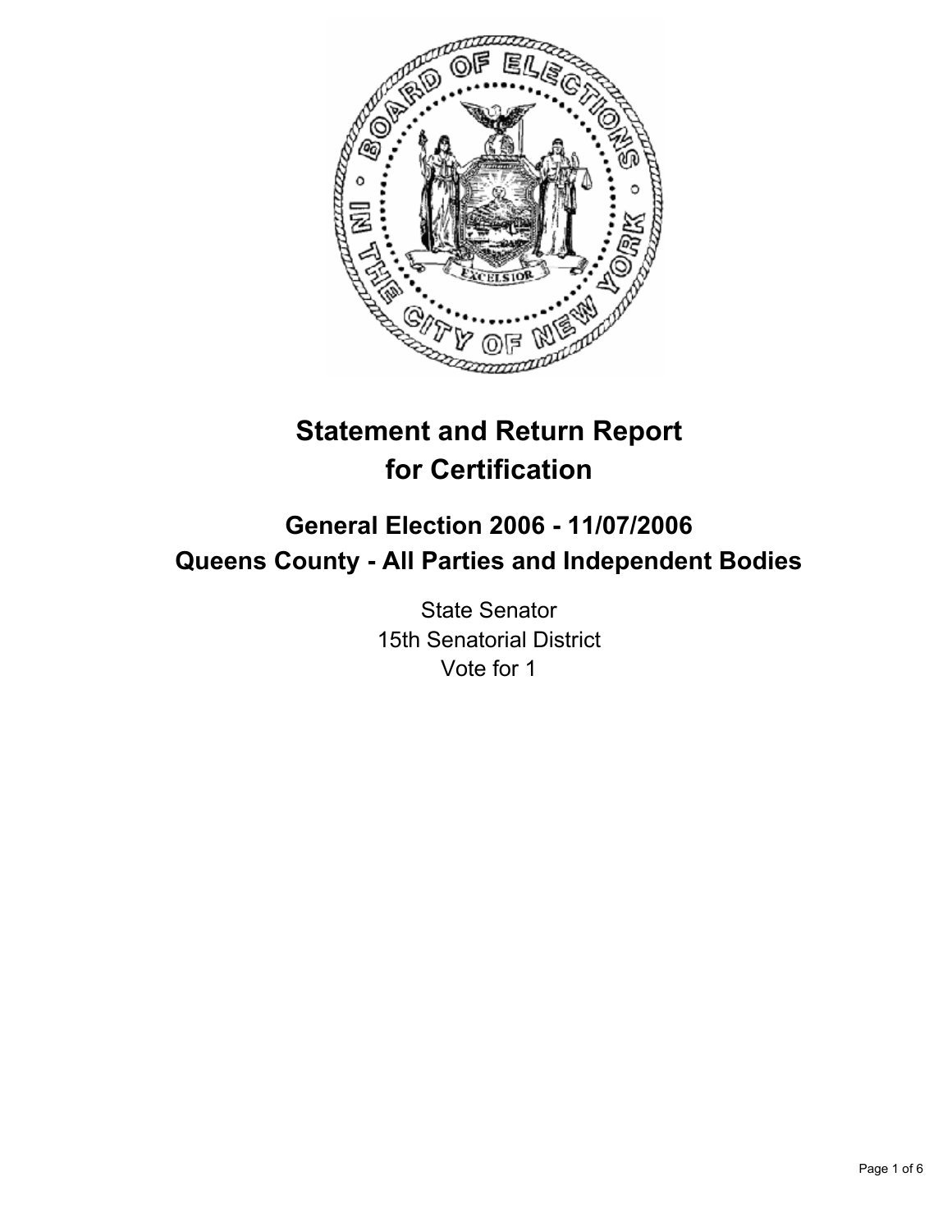# Statement and Return Report for Certification

## General Election 2006 - 11/07/2006
## Queens County - All Parties and Independent Bodies

State Senator
15th Senatorial District
Vote for 1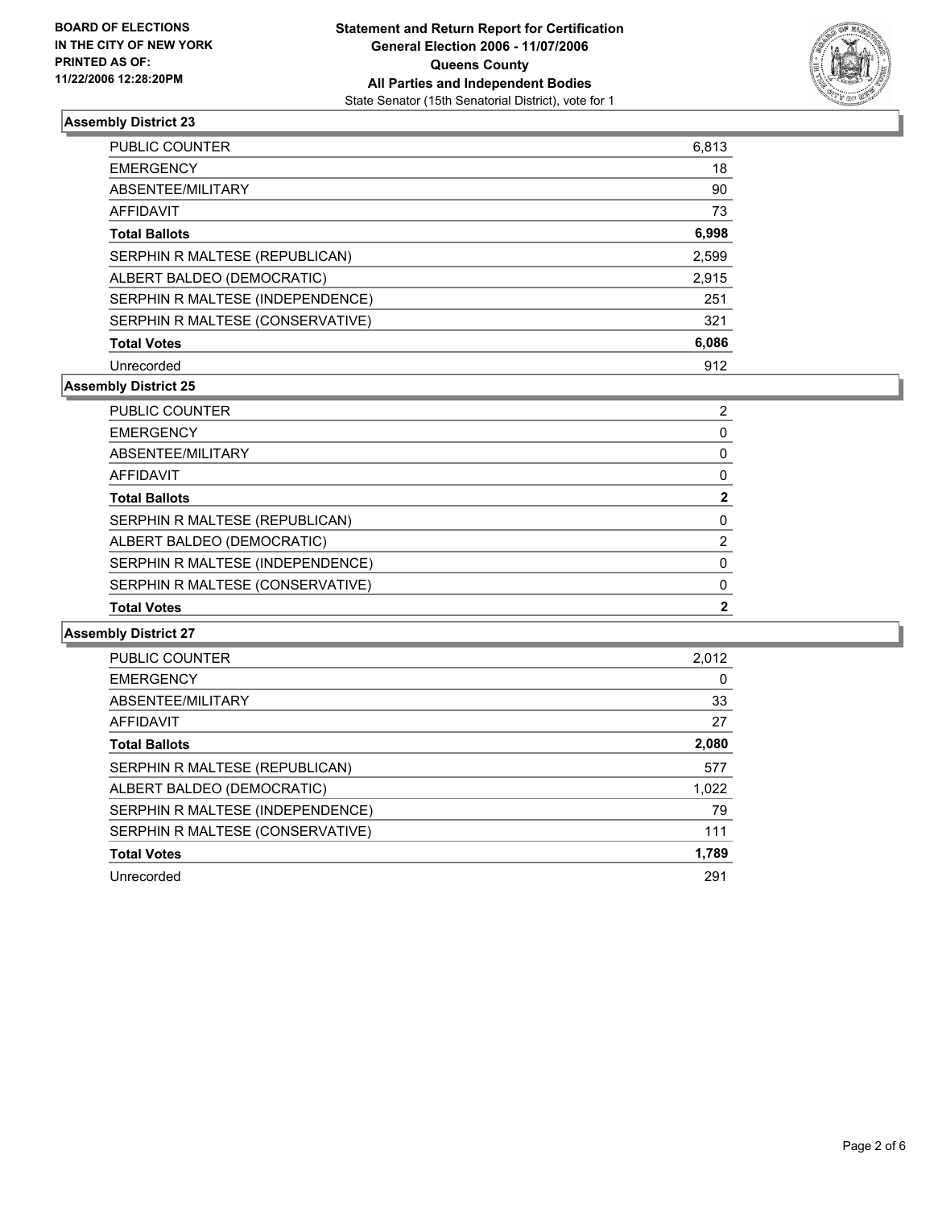**BOARD OF ELECTIONS IN THE CITY OF NEW YORK PRINTED AS OF: 11/22/2006 12:28:20PM**

**Statement and Return Report for Certification General Election 2006 - 11/07/2006 Queens County All Parties and Independent Bodies**

State Senator (15th Senatorial District), vote for 1

### Assembly District 23

| | |
|---|---|
| PUBLIC COUNTER | 6,813 |
| EMERGENCY | 18 |
| ABSENTEE/MILITARY | 90 |
| AFFIDAVIT | 73 |
| **Total Ballots** | **6,998** |
| SERPHIN R MALTESE (REPUBLICAN) | 2,599 |
| ALBERT BALDEO (DEMOCRATIC) | 2,915 |
| SERPHIN R MALTESE (INDEPENDENCE) | 251 |
| SERPHIN R MALTESE (CONSERVATIVE) | 321 |
| **Total Votes** | **6,086** |
| Unrecorded | 912 |

### Assembly District 25

| | |
|---|---|
| PUBLIC COUNTER | 2 |
| EMERGENCY | 0 |
| ABSENTEE/MILITARY | 0 |
| AFFIDAVIT | 0 |
| **Total Ballots** | **2** |
| SERPHIN R MALTESE (REPUBLICAN) | 0 |
| ALBERT BALDEO (DEMOCRATIC) | 2 |
| SERPHIN R MALTESE (INDEPENDENCE) | 0 |
| SERPHIN R MALTESE (CONSERVATIVE) | 0 |
| **Total Votes** | **2** |

### Assembly District 27

| | |
|---|---|
| PUBLIC COUNTER | 2,012 |
| EMERGENCY | 0 |
| ABSENTEE/MILITARY | 33 |
| AFFIDAVIT | 27 |
| **Total Ballots** | **2,080** |
| SERPHIN R MALTESE (REPUBLICAN) | 577 |
| ALBERT BALDEO (DEMOCRATIC) | 1,022 |
| SERPHIN R MALTESE (INDEPENDENCE) | 79 |
| SERPHIN R MALTESE (CONSERVATIVE) | 111 |
| **Total Votes** | **1,789** |
| Unrecorded | 291 |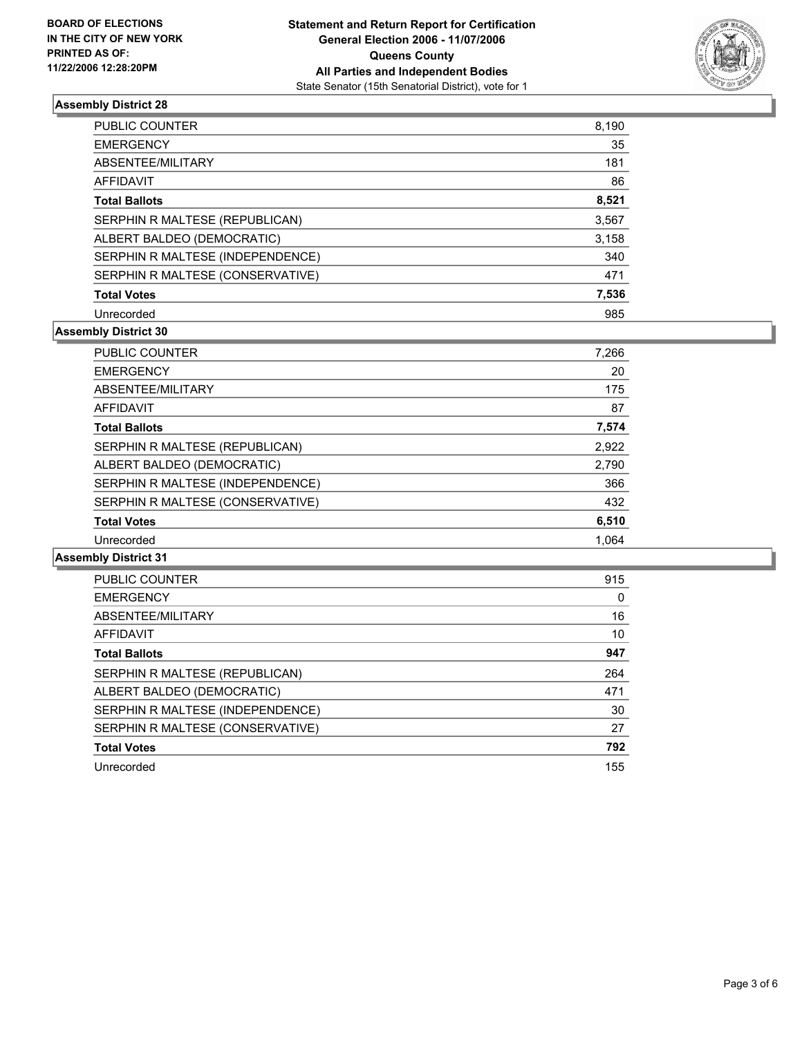**BOARD OF ELECTIONS IN THE CITY OF NEW YORK PRINTED AS OF: 11/22/2006 12:28:20PM**

**Statement and Return Report for Certification General Election 2006 - 11/07/2006 Queens County All Parties and Independent Bodies**

State Senator (15th Senatorial District), vote for 1

## Assembly District 28

| | |
|---|---|
| PUBLIC COUNTER | 8,190 |
| EMERGENCY | 35 |
| ABSENTEE/MILITARY | 181 |
| AFFIDAVIT | 86 |
| **Total Ballots** | **8,521** |
| SERPHIN R MALTESE (REPUBLICAN) | 3,567 |
| ALBERT BALDEO (DEMOCRATIC) | 3,158 |
| SERPHIN R MALTESE (INDEPENDENCE) | 340 |
| SERPHIN R MALTESE (CONSERVATIVE) | 471 |
| **Total Votes** | **7,536** |
| Unrecorded | 985 |

## Assembly District 30

| | |
|---|---|
| PUBLIC COUNTER | 7,266 |
| EMERGENCY | 20 |
| ABSENTEE/MILITARY | 175 |
| AFFIDAVIT | 87 |
| **Total Ballots** | **7,574** |
| SERPHIN R MALTESE (REPUBLICAN) | 2,922 |
| ALBERT BALDEO (DEMOCRATIC) | 2,790 |
| SERPHIN R MALTESE (INDEPENDENCE) | 366 |
| SERPHIN R MALTESE (CONSERVATIVE) | 432 |
| **Total Votes** | **6,510** |
| Unrecorded | 1,064 |

## Assembly District 31

| | |
|---|---|
| PUBLIC COUNTER | 915 |
| EMERGENCY | 0 |
| ABSENTEE/MILITARY | 16 |
| AFFIDAVIT | 10 |
| **Total Ballots** | **947** |
| SERPHIN R MALTESE (REPUBLICAN) | 264 |
| ALBERT BALDEO (DEMOCRATIC) | 471 |
| SERPHIN R MALTESE (INDEPENDENCE) | 30 |
| SERPHIN R MALTESE (CONSERVATIVE) | 27 |
| **Total Votes** | **792** |
| Unrecorded | 155 |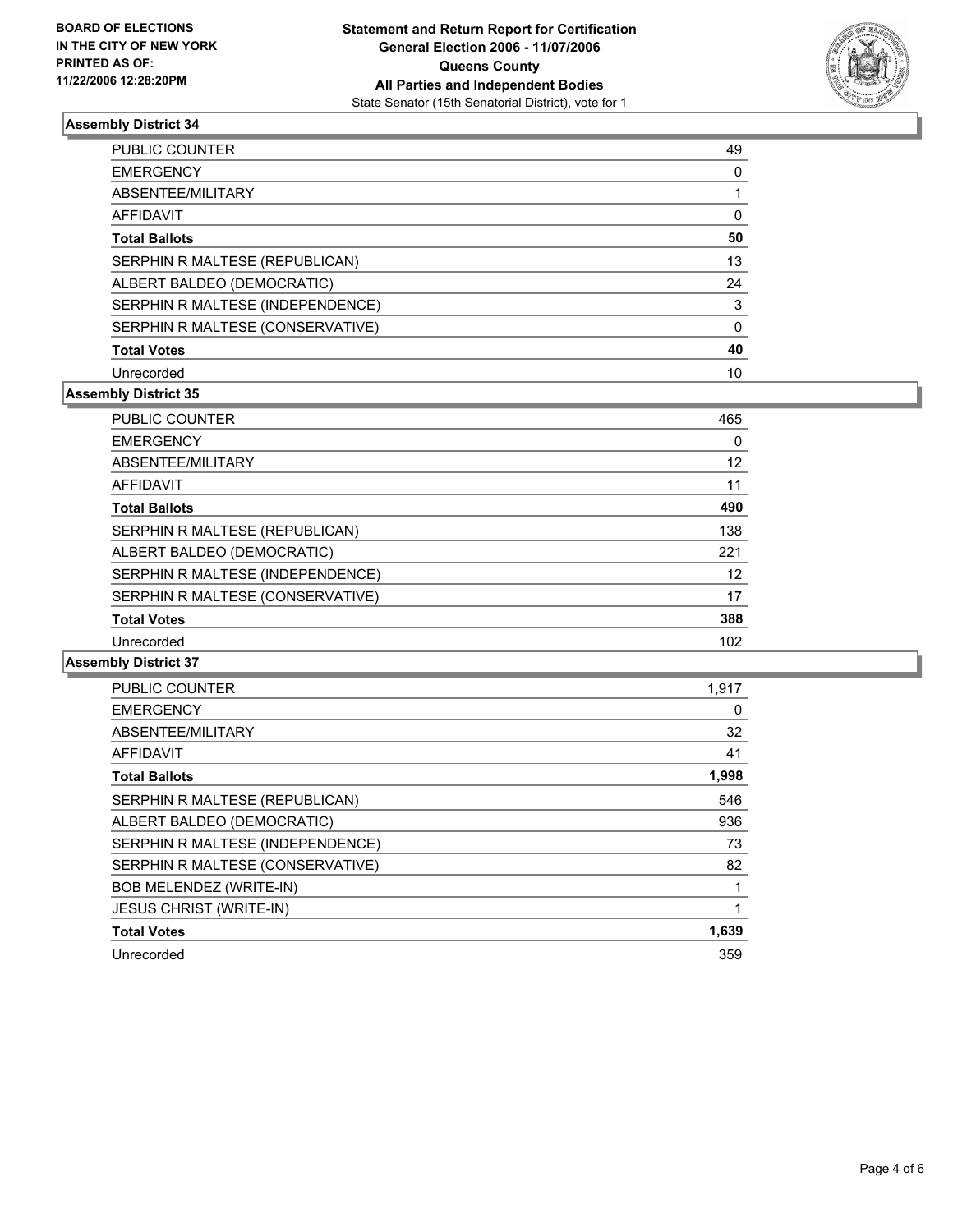**BOARD OF ELECTIONS**
**IN THE CITY OF NEW YORK**
**PRINTED AS OF:**
**11/22/2006 12:28:20PM**

**Statement and Return Report for Certification**
**General Election 2006 - 11/07/2006**
**Queens County**
**All Parties and Independent Bodies**
State Senator (15th Senatorial District), vote for 1

### Assembly District 34

| | |
|---|---|
| PUBLIC COUNTER | 49 |
| EMERGENCY | 0 |
| ABSENTEE/MILITARY | 1 |
| AFFIDAVIT | 0 |
| **Total Ballots** | **50** |
| SERPHIN R MALTESE (REPUBLICAN) | 13 |
| ALBERT BALDEO (DEMOCRATIC) | 24 |
| SERPHIN R MALTESE (INDEPENDENCE) | 3 |
| SERPHIN R MALTESE (CONSERVATIVE) | 0 |
| **Total Votes** | **40** |
| Unrecorded | 10 |

### Assembly District 35

| | |
|---|---|
| PUBLIC COUNTER | 465 |
| EMERGENCY | 0 |
| ABSENTEE/MILITARY | 12 |
| AFFIDAVIT | 11 |
| **Total Ballots** | **490** |
| SERPHIN R MALTESE (REPUBLICAN) | 138 |
| ALBERT BALDEO (DEMOCRATIC) | 221 |
| SERPHIN R MALTESE (INDEPENDENCE) | 12 |
| SERPHIN R MALTESE (CONSERVATIVE) | 17 |
| **Total Votes** | **388** |
| Unrecorded | 102 |

### Assembly District 37

| | |
|---|---|
| PUBLIC COUNTER | 1,917 |
| EMERGENCY | 0 |
| ABSENTEE/MILITARY | 32 |
| AFFIDAVIT | 41 |
| **Total Ballots** | **1,998** |
| SERPHIN R MALTESE (REPUBLICAN) | 546 |
| ALBERT BALDEO (DEMOCRATIC) | 936 |
| SERPHIN R MALTESE (INDEPENDENCE) | 73 |
| SERPHIN R MALTESE (CONSERVATIVE) | 82 |
| BOB MELENDEZ (WRITE-IN) | 1 |
| JESUS CHRIST (WRITE-IN) | 1 |
| **Total Votes** | **1,639** |
| Unrecorded | 359 |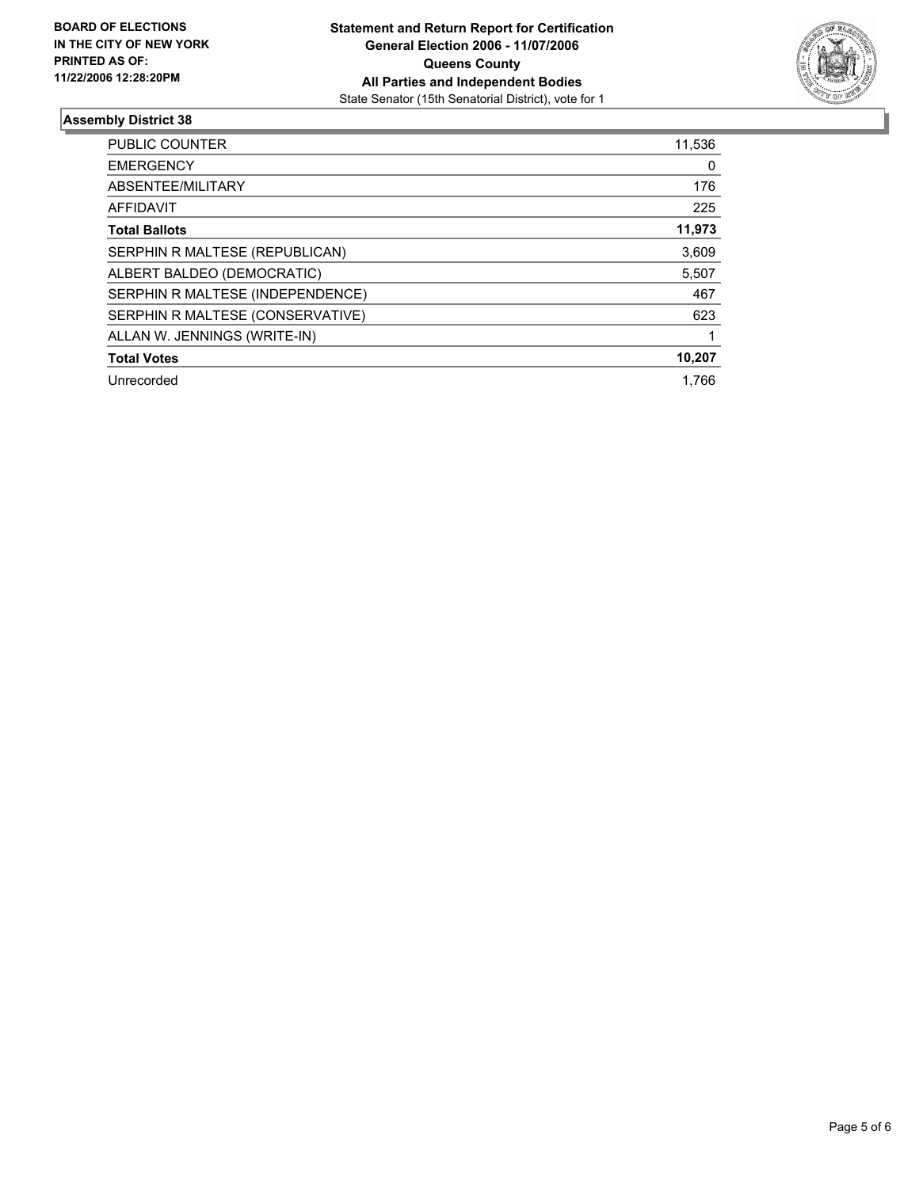**BOARD OF ELECTIONS IN THE CITY OF NEW YORK PRINTED AS OF: 11/22/2006 12:28:20PM**

**Statement and Return Report for Certification**
**General Election 2006 - 11/07/2006**
**Queens County**
**All Parties and Independent Bodies**
State Senator (15th Senatorial District), vote for 1

## Assembly District 38

| | |
|---|---|
| PUBLIC COUNTER | 11,536 |
| EMERGENCY | 0 |
| ABSENTEE/MILITARY | 176 |
| AFFIDAVIT | 225 |
| **Total Ballots** | **11,973** |
| SERPHIN R MALTESE (REPUBLICAN) | 3,609 |
| ALBERT BALDEO (DEMOCRATIC) | 5,507 |
| SERPHIN R MALTESE (INDEPENDENCE) | 467 |
| SERPHIN R MALTESE (CONSERVATIVE) | 623 |
| ALLAN W. JENNINGS (WRITE-IN) | 1 |
| **Total Votes** | **10,207** |
| Unrecorded | 1,766 |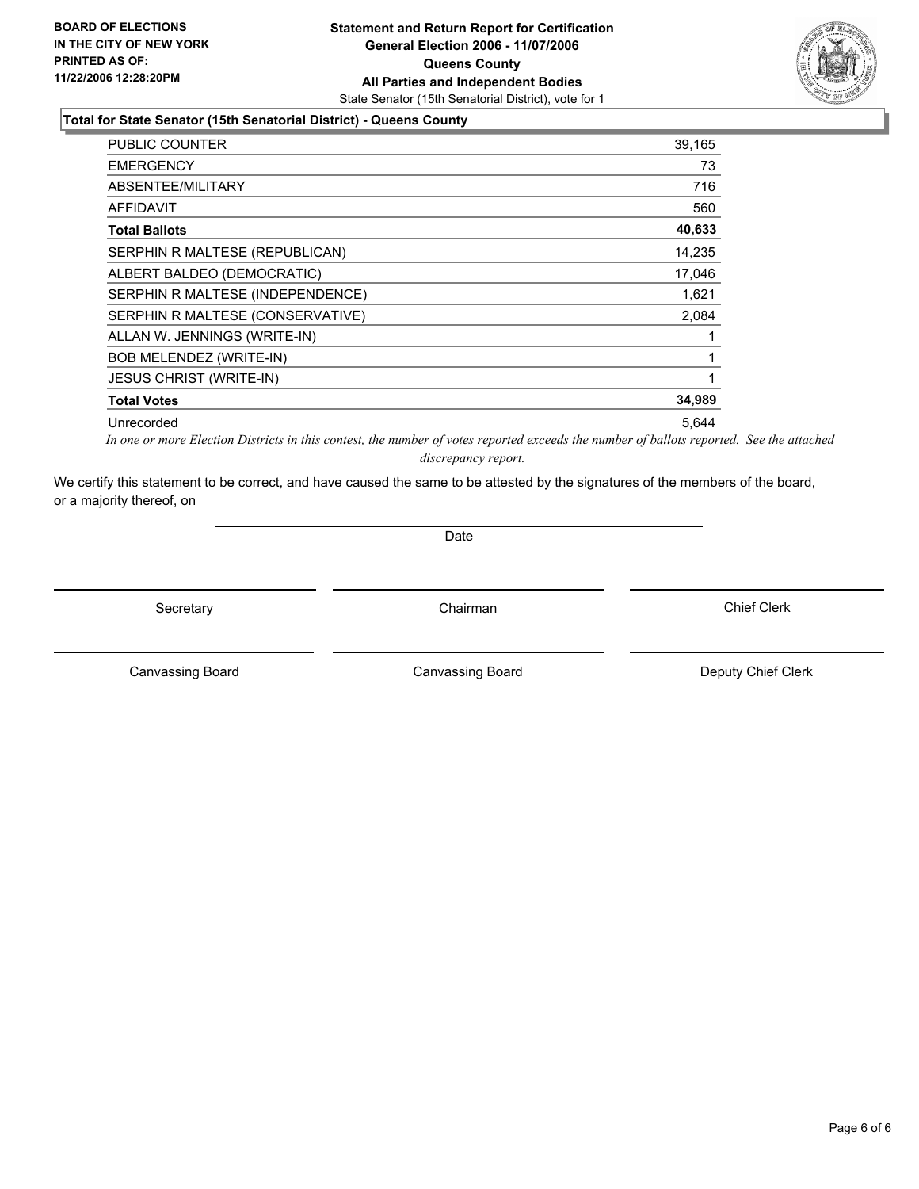**BOARD OF ELECTIONS IN THE CITY OF NEW YORK PRINTED AS OF: 11/22/2006 12:28:20PM**

**Statement and Return Report for Certification**
**General Election 2006 - 11/07/2006**
**Queens County**
**All Parties and Independent Bodies**
State Senator (15th Senatorial District), vote for 1

**Total for State Senator (15th Senatorial District) - Queens County**

| | |
|---|---|
| PUBLIC COUNTER | 39,165 |
| EMERGENCY | 73 |
| ABSENTEE/MILITARY | 716 |
| AFFIDAVIT | 560 |
| **Total Ballots** | **40,633** |
| SERPHIN R MALTESE (REPUBLICAN) | 14,235 |
| ALBERT BALDEO (DEMOCRATIC) | 17,046 |
| SERPHIN R MALTESE (INDEPENDENCE) | 1,621 |
| SERPHIN R MALTESE (CONSERVATIVE) | 2,084 |
| ALLAN W. JENNINGS (WRITE-IN) | 1 |
| BOB MELENDEZ (WRITE-IN) | 1 |
| JESUS CHRIST (WRITE-IN) | 1 |
| **Total Votes** | **34,989** |
| Unrecorded | 5,644 |

*In one or more Election Districts in this contest, the number of votes reported exceeds the number of ballots reported. See the attached discrepancy report.*

We certify this statement to be correct, and have caused the same to be attested by the signatures of the members of the board, or a majority thereof, on

Date

Secretary | Chairman | Chief Clerk

Canvassing Board | Canvassing Board | Deputy Chief Clerk